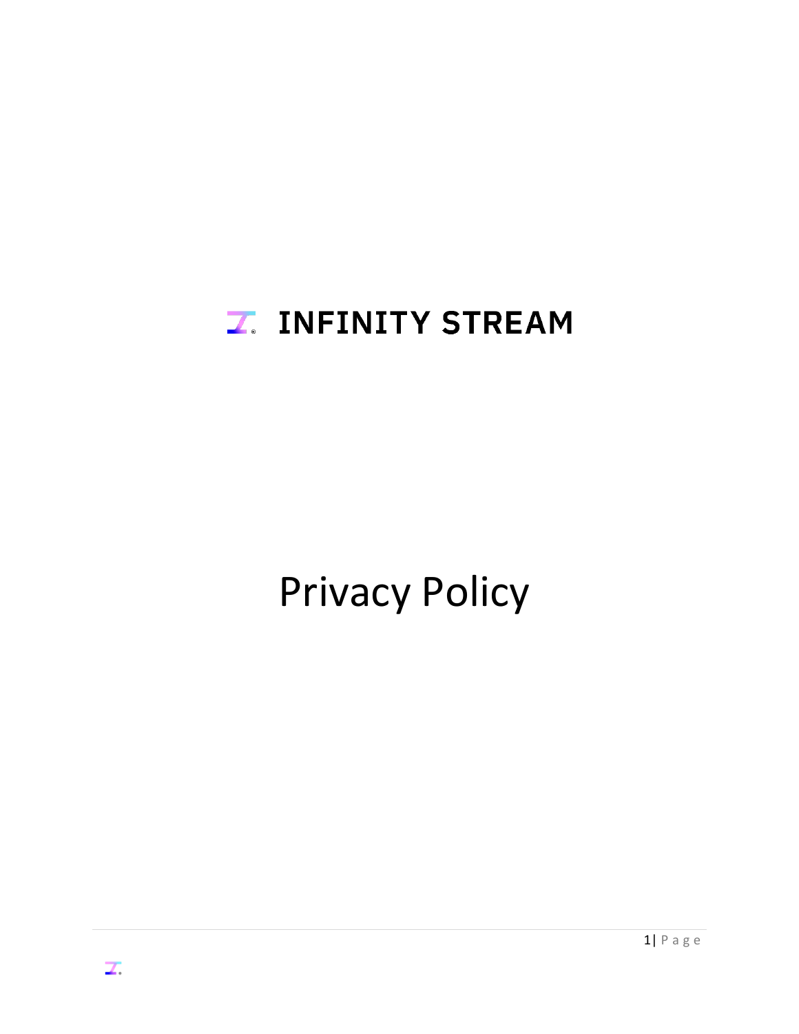INFINITY STREAM

# Privacy Policy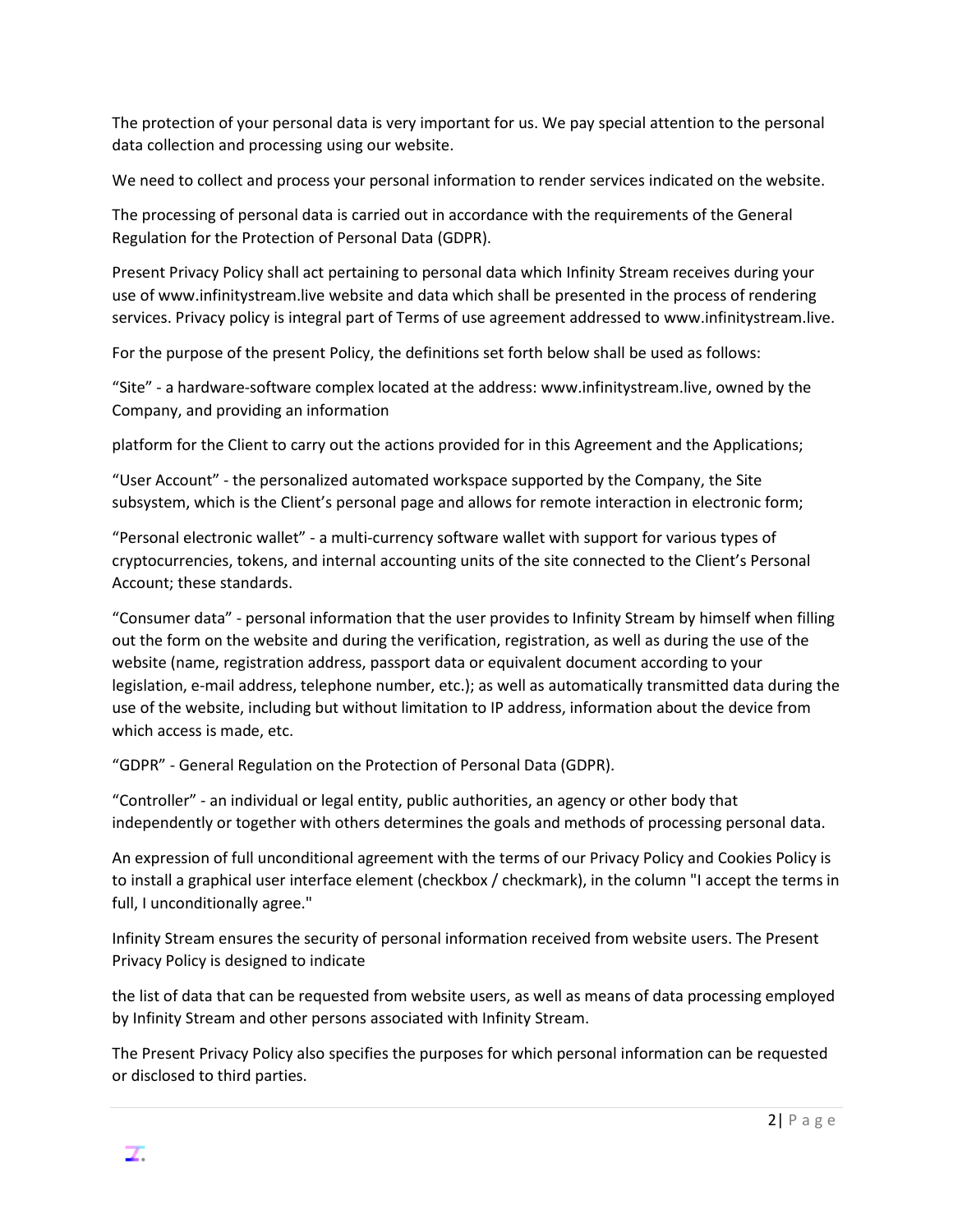The protection of your personal data is very important for us. We pay special attention to the personal data collection and processing using our website.

We need to collect and process your personal information to render services indicated on the website.

The processing of personal data is carried out in accordance with the requirements of the General Regulation for the Protection of Personal Data (GDPR).

Present Privacy Policy shall act pertaining to personal data which Infinity Stream receives during your use of www.infinitystream.live website and data which shall be presented in the process of rendering services. Privacy policy is integral part of Terms of use agreement addressed to www.infinitystream.live.

For the purpose of the present Policy, the definitions set forth below shall be used as follows:

“Site” - a hardware-software complex located at the address: www.infinitystream.live, owned by the Company, and providing an information

platform for the Client to carry out the actions provided for in this Agreement and the Applications;

“User Account” - the personalized automated workspace supported by the Company, the Site subsystem, which is the Client’s personal page and allows for remote interaction in electronic form;

“Personal electronic wallet” - a multi-currency software wallet with support for various types of cryptocurrencies, tokens, and internal accounting units of the site connected to the Client’s Personal Account; these standards.

“Consumer data” - personal information that the user provides to Infinity Stream by himself when filling out the form on the website and during the verification, registration, as well as during the use of the website (name, registration address, passport data or equivalent document according to your legislation, e-mail address, telephone number, etc.); as well as automatically transmitted data during the use of the website, including but without limitation to IP address, information about the device from which access is made, etc.

“GDPR” - General Regulation on the Protection of Personal Data (GDPR).

“Controller” - an individual or legal entity, public authorities, an agency or other body that independently or together with others determines the goals and methods of processing personal data.

An expression of full unconditional agreement with the terms of our Privacy Policy and Cookies Policy is to install a graphical user interface element (checkbox / checkmark), in the column "I accept the terms in full, I unconditionally agree."

Infinity Stream ensures the security of personal information received from website users. The Present Privacy Policy is designed to indicate

the list of data that can be requested from website users, as well as means of data processing employed by Infinity Stream and other persons associated with Infinity Stream.

The Present Privacy Policy also specifies the purposes for which personal information can be requested or disclosed to third parties.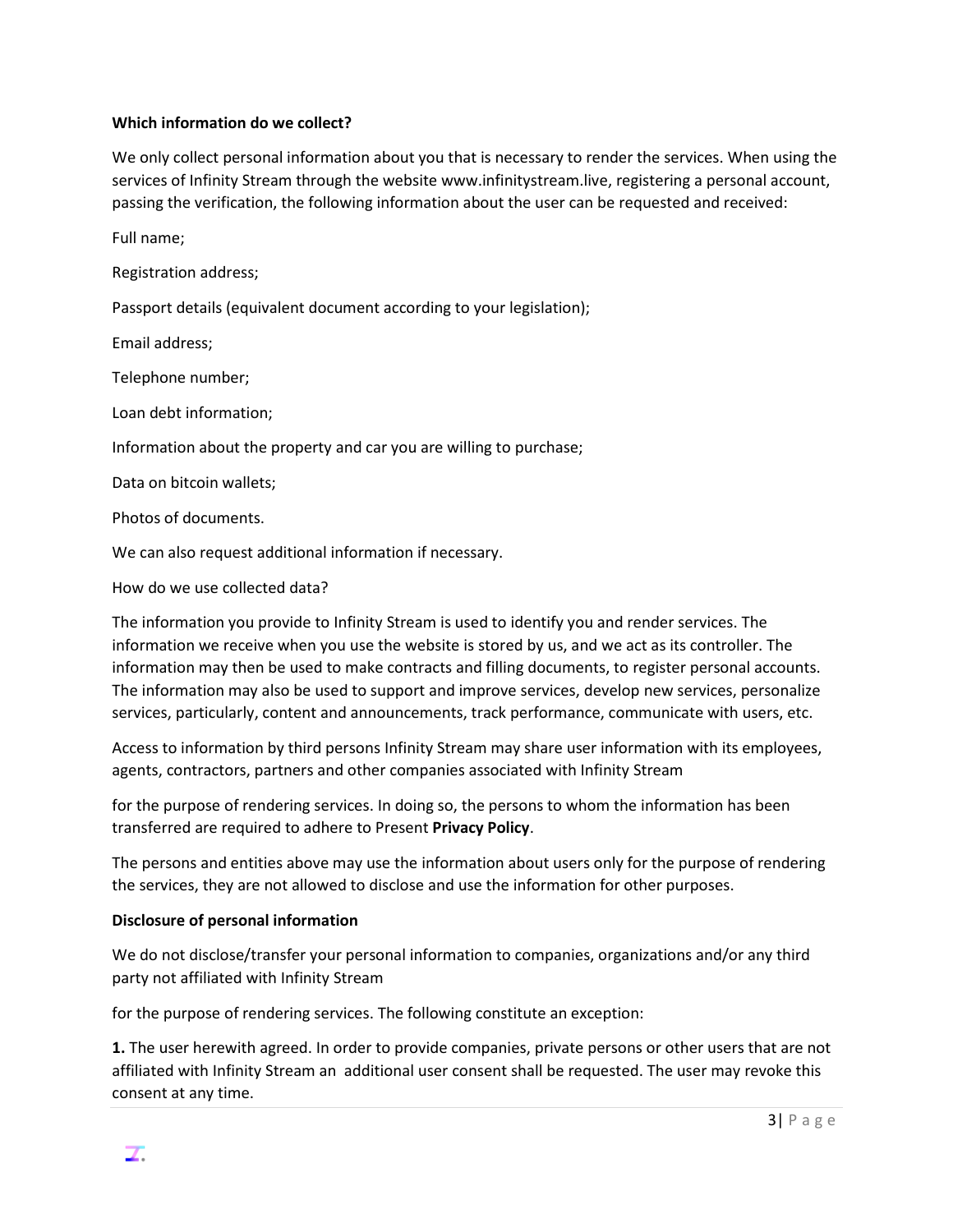**Which information do we collect?**

We only collect personal information about you that is necessary to render the services. When using the services of Infinity Stream through the website www.infinitystream.live, registering a personal account, passing the verification, the following information about the user can be requested and received:

Full name;

Registration address;

Passport details (equivalent document according to your legislation);

Email address;

Telephone number;

Loan debt information;

Information about the property and car you are willing to purchase;

Data on bitcoin wallets;

Photos of documents.

We can also request additional information if necessary.

How do we use collected data?

The information you provide to Infinity Stream is used to identify you and render services. The information we receive when you use the website is stored by us, and we act as its controller. The information may then be used to make contracts and filling documents, to register personal accounts. The information may also be used to support and improve services, develop new services, personalize services, particularly, content and announcements, track performance, communicate with users, etc.

Access to information by third persons Infinity Stream may share user information with its employees, agents, contractors, partners and other companies associated with Infinity Stream

for the purpose of rendering services. In doing so, the persons to whom the information has been transferred are required to adhere to Present **Privacy Policy**.

The persons and entities above may use the information about users only for the purpose of rendering the services, they are not allowed to disclose and use the information for other purposes.

**Disclosure of personal information**

We do not disclose/transfer your personal information to companies, organizations and/or any third party not affiliated with Infinity Stream

for the purpose of rendering services. The following constitute an exception:

**1.** The user herewith agreed. In order to provide companies, private persons or other users that are not affiliated with Infinity Stream an additional user consent shall be requested. The user may revoke this consent at any time.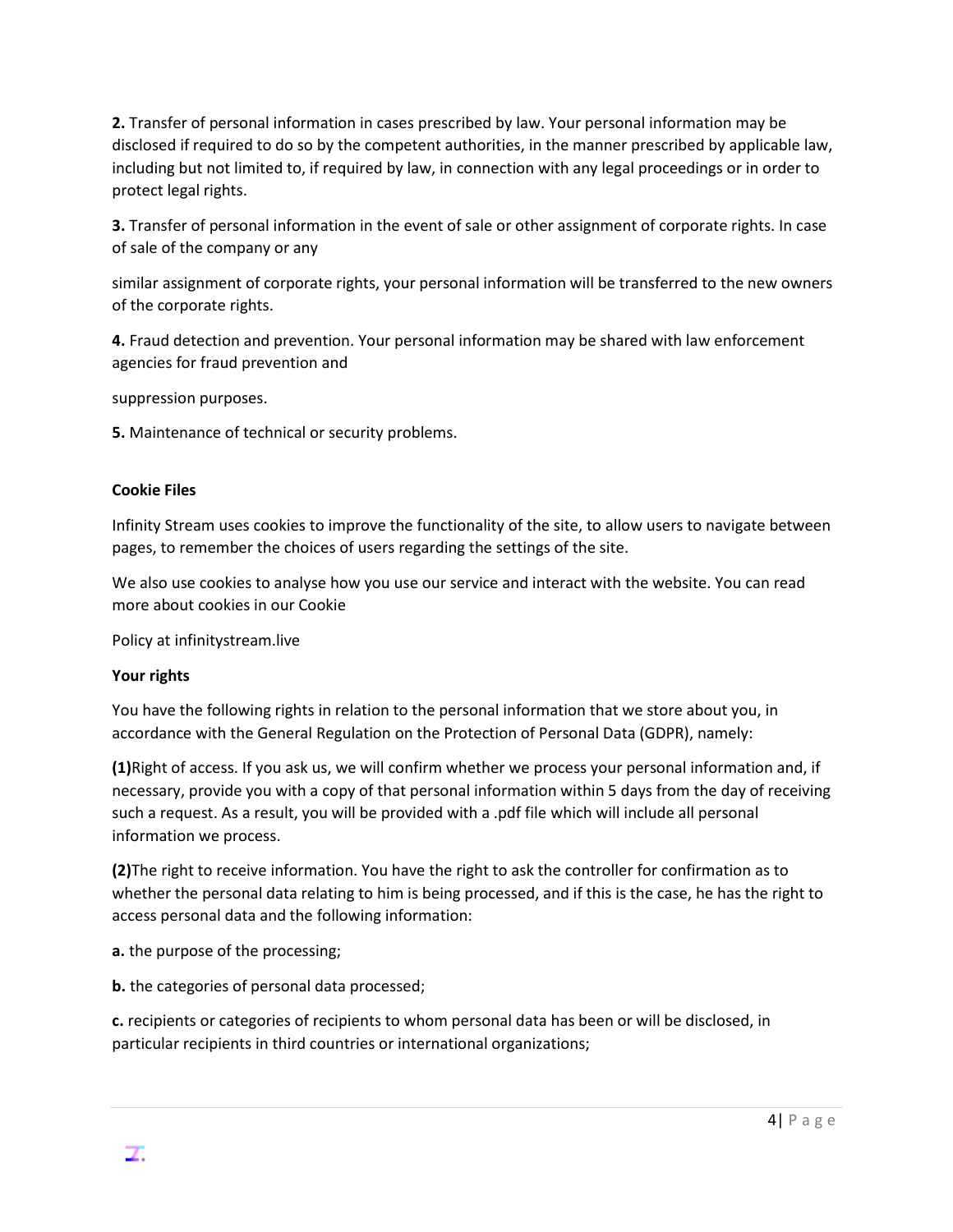**2.** Transfer of personal information in cases prescribed by law. Your personal information may be disclosed if required to do so by the competent authorities, in the manner prescribed by applicable law, including but not limited to, if required by law, in connection with any legal proceedings or in order to protect legal rights.

**3.** Transfer of personal information in the event of sale or other assignment of corporate rights. In case of sale of the company or any

similar assignment of corporate rights, your personal information will be transferred to the new owners of the corporate rights.

**4.** Fraud detection and prevention. Your personal information may be shared with law enforcement agencies for fraud prevention and

suppression purposes.

**5.** Maintenance of technical or security problems.

**Cookie Files**

Infinity Stream uses cookies to improve the functionality of the site, to allow users to navigate between pages, to remember the choices of users regarding the settings of the site.

We also use cookies to analyse how you use our service and interact with the website. You can read more about cookies in our Cookie

Policy at infinitystream.live

**Your rights**

You have the following rights in relation to the personal information that we store about you, in accordance with the General Regulation on the Protection of Personal Data (GDPR), namely:

**(1)**Right of access. If you ask us, we will confirm whether we process your personal information and, if necessary, provide you with a copy of that personal information within 5 days from the day of receiving such a request. As a result, you will be provided with a .pdf file which will include all personal information we process.

**(2)**The right to receive information. You have the right to ask the controller for confirmation as to whether the personal data relating to him is being processed, and if this is the case, he has the right to access personal data and the following information:

**a.** the purpose of the processing;

**b.** the categories of personal data processed;

**c.** recipients or categories of recipients to whom personal data has been or will be disclosed, in particular recipients in third countries or international organizations;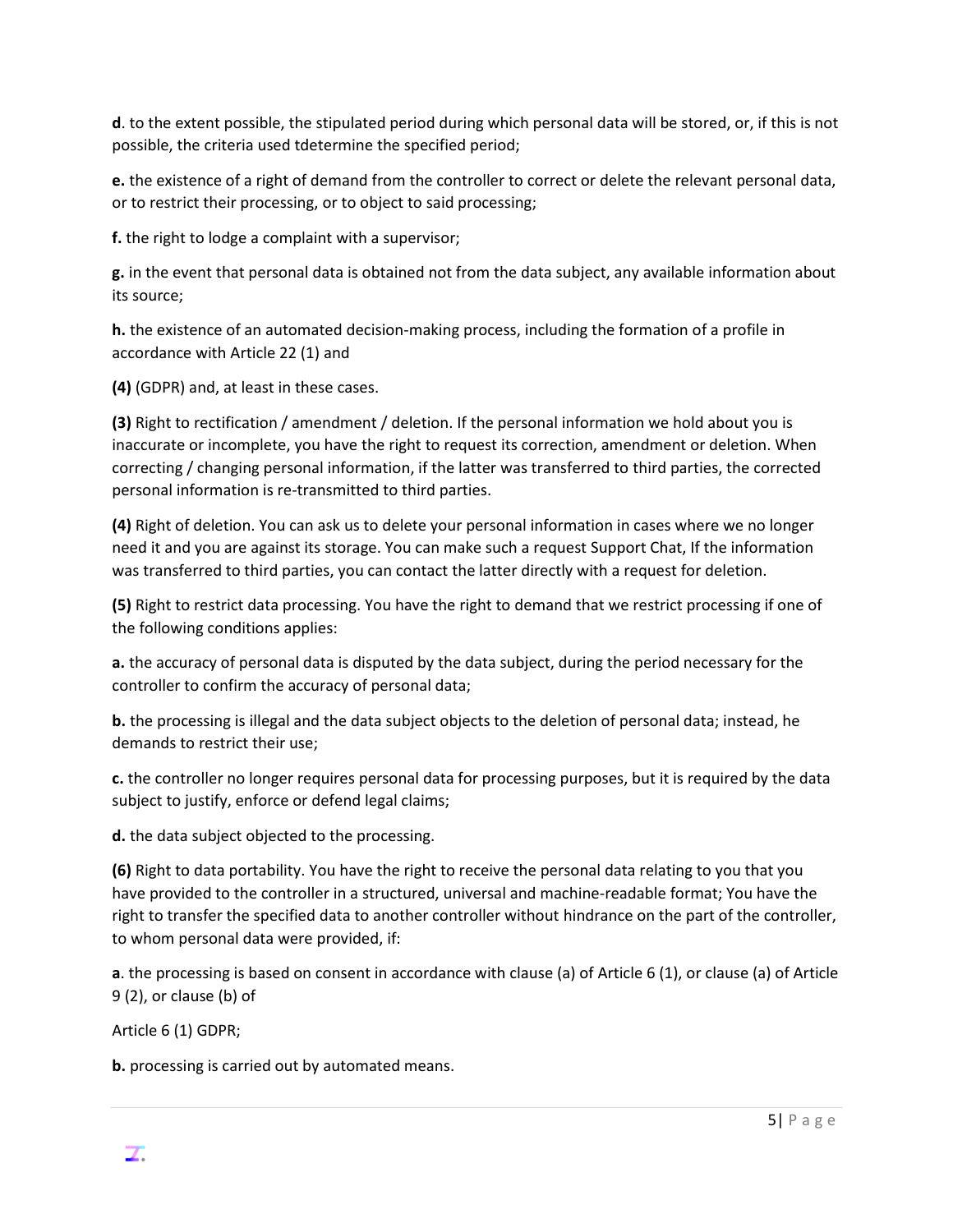**d**. to the extent possible, the stipulated period during which personal data will be stored, or, if this is not possible, the criteria used tdetermine the specified period;

**e.** the existence of a right of demand from the controller to correct or delete the relevant personal data, or to restrict their processing, or to object to said processing;

**f.** the right to lodge a complaint with a supervisor;

**g.** in the event that personal data is obtained not from the data subject, any available information about its source;

**h.** the existence of an automated decision-making process, including the formation of a profile in accordance with Article 22 (1) and

**(4)** (GDPR) and, at least in these cases.

**(3)** Right to rectification / amendment / deletion. If the personal information we hold about you is inaccurate or incomplete, you have the right to request its correction, amendment or deletion. When correcting / changing personal information, if the latter was transferred to third parties, the corrected personal information is re-transmitted to third parties.

**(4)** Right of deletion. You can ask us to delete your personal information in cases where we no longer need it and you are against its storage. You can make such a request Support Chat, If the information was transferred to third parties, you can contact the latter directly with a request for deletion.

**(5)** Right to restrict data processing. You have the right to demand that we restrict processing if one of the following conditions applies:

**a.** the accuracy of personal data is disputed by the data subject, during the period necessary for the controller to confirm the accuracy of personal data;

**b.** the processing is illegal and the data subject objects to the deletion of personal data; instead, he demands to restrict their use;

**c.** the controller no longer requires personal data for processing purposes, but it is required by the data subject to justify, enforce or defend legal claims;

**d.** the data subject objected to the processing.

**(6)** Right to data portability. You have the right to receive the personal data relating to you that you have provided to the controller in a structured, universal and machine-readable format; You have the right to transfer the specified data to another controller without hindrance on the part of the controller, to whom personal data were provided, if:

**a**. the processing is based on consent in accordance with clause (a) of Article 6 (1), or clause (a) of Article 9 (2), or clause (b) of

Article 6 (1) GDPR;

**b.** processing is carried out by automated means.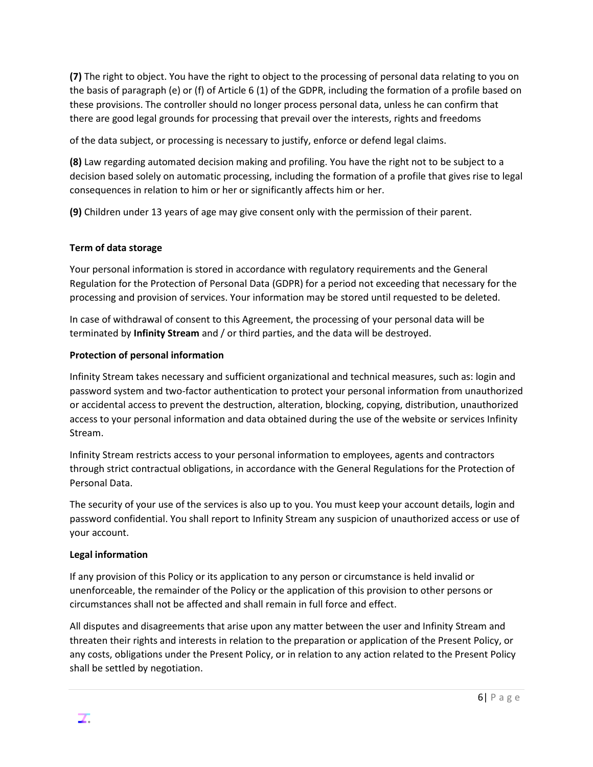**(7)** The right to object. You have the right to object to the processing of personal data relating to you on the basis of paragraph (e) or (f) of Article 6 (1) of the GDPR, including the formation of a profile based on these provisions. The controller should no longer process personal data, unless he can confirm that there are good legal grounds for processing that prevail over the interests, rights and freedoms

of the data subject, or processing is necessary to justify, enforce or defend legal claims.

**(8)** Law regarding automated decision making and profiling. You have the right not to be subject to a decision based solely on automatic processing, including the formation of a profile that gives rise to legal consequences in relation to him or her or significantly affects him or her.

**(9)** Children under 13 years of age may give consent only with the permission of their parent.

**Term of data storage**

Your personal information is stored in accordance with regulatory requirements and the General Regulation for the Protection of Personal Data (GDPR) for a period not exceeding that necessary for the processing and provision of services. Your information may be stored until requested to be deleted.

In case of withdrawal of consent to this Agreement, the processing of your personal data will be terminated by **Infinity Stream** and / or third parties, and the data will be destroyed.

**Protection of personal information**

Infinity Stream takes necessary and sufficient organizational and technical measures, such as: login and password system and two-factor authentication to protect your personal information from unauthorized or accidental access to prevent the destruction, alteration, blocking, copying, distribution, unauthorized access to your personal information and data obtained during the use of the website or services Infinity Stream.

Infinity Stream restricts access to your personal information to employees, agents and contractors through strict contractual obligations, in accordance with the General Regulations for the Protection of Personal Data.

The security of your use of the services is also up to you. You must keep your account details, login and password confidential. You shall report to Infinity Stream any suspicion of unauthorized access or use of your account.

**Legal information**

If any provision of this Policy or its application to any person or circumstance is held invalid or unenforceable, the remainder of the Policy or the application of this provision to other persons or circumstances shall not be affected and shall remain in full force and effect.

All disputes and disagreements that arise upon any matter between the user and Infinity Stream and threaten their rights and interests in relation to the preparation or application of the Present Policy, or any costs, obligations under the Present Policy, or in relation to any action related to the Present Policy shall be settled by negotiation.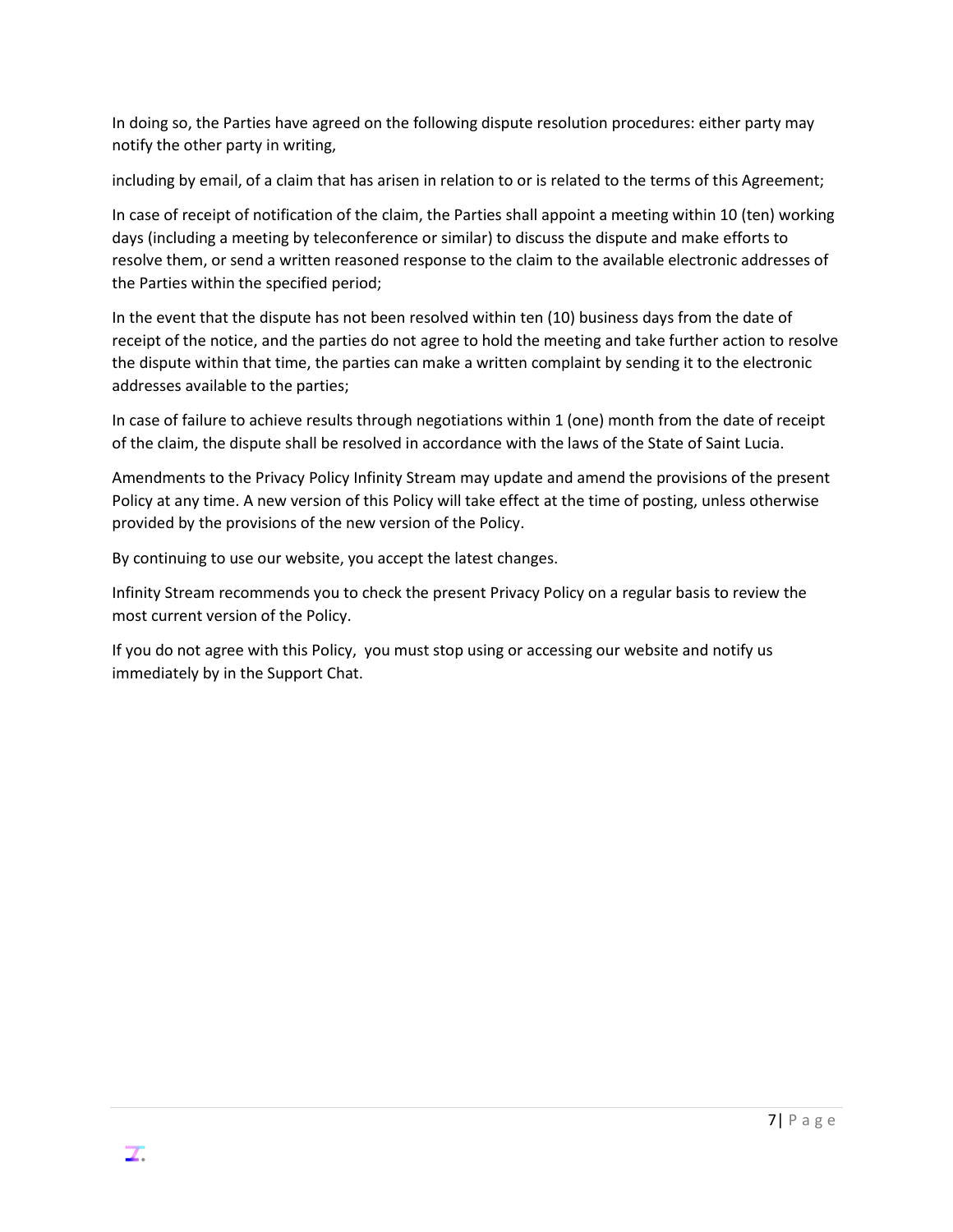In doing so, the Parties have agreed on the following dispute resolution procedures: either party may notify the other party in writing,

including by email, of a claim that has arisen in relation to or is related to the terms of this Agreement;

In case of receipt of notification of the claim, the Parties shall appoint a meeting within 10 (ten) working days (including a meeting by teleconference or similar) to discuss the dispute and make efforts to resolve them, or send a written reasoned response to the claim to the available electronic addresses of the Parties within the specified period;

In the event that the dispute has not been resolved within ten (10) business days from the date of receipt of the notice, and the parties do not agree to hold the meeting and take further action to resolve the dispute within that time, the parties can make a written complaint by sending it to the electronic addresses available to the parties;

In case of failure to achieve results through negotiations within 1 (one) month from the date of receipt of the claim, the dispute shall be resolved in accordance with the laws of the State of Saint Lucia.

Amendments to the Privacy Policy Infinity Stream may update and amend the provisions of the present Policy at any time. A new version of this Policy will take effect at the time of posting, unless otherwise provided by the provisions of the new version of the Policy.

By continuing to use our website, you accept the latest changes.

Infinity Stream recommends you to check the present Privacy Policy on a regular basis to review the most current version of the Policy.

If you do not agree with this Policy, you must stop using or accessing our website and notify us immediately by in the Support Chat.